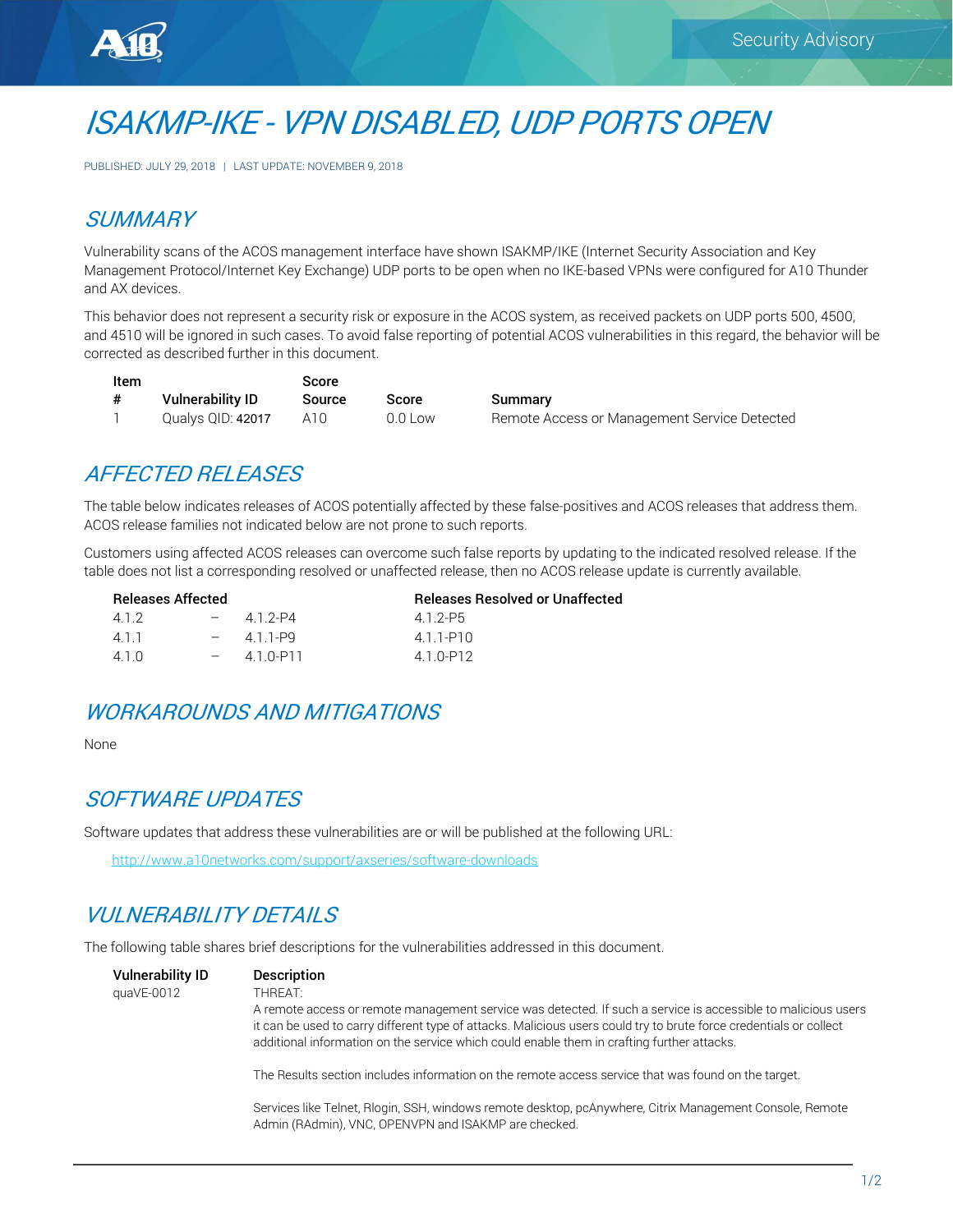# ISAKMP-IKE - VPN DISABLED, UDP PORTS OPEN

PUBLISHED: JULY 29, 2018 | LAST UPDATE: NOVEMBER 9, 2018

## SUMMARY

Vulnerability scans of the ACOS management interface have shown ISAKMP/IKE (Internet Security Association and Key Management Protocol/Internet Key Exchange) UDP ports to be open when no IKE-based VPNs were configured for A10 Thunder and AX devices.

This behavior does not represent a security risk or exposure in the ACOS system, as received packets on UDP ports 500, 4500, and 4510 will be ignored in such cases. To avoid false reporting of potential ACOS vulnerabilities in this regard, the behavior will be corrected as described further in this document.

| Item # | Vulnerability ID | Score Source | Score | Summary |
|---|---|---|---|---|
| 1 | Qualys QID: **42017** | A10 | 0.0 Low | Remote Access or Management Service Detected |

## AFFECTED RELEASES

The table below indicates releases of ACOS potentially affected by these false-positives and ACOS releases that address them. ACOS release families not indicated below are not prone to such reports.

Customers using affected ACOS releases can overcome such false reports by updating to the indicated resolved release. If the table does not list a corresponding resolved or unaffected release, then no ACOS release update is currently available.

| Releases Affected | | | Releases Resolved or Unaffected |
|---|---|---|---|
| 4.1.2 | – | 4.1.2-P4 | 4.1.2-P5 |
| 4.1.1 | – | 4.1.1-P9 | 4.1.1-P10 |
| 4.1.0 | – | 4.1.0-P11 | 4.1.0-P12 |

## WORKAROUNDS AND MITIGATIONS

None

## SOFTWARE UPDATES

Software updates that address these vulnerabilities are or will be published at the following URL:

http://www.a10networks.com/support/axseries/software-downloads

## VULNERABILITY DETAILS

The following table shares brief descriptions for the vulnerabilities addressed in this document.

| Vulnerability ID | Description |
|---|---|
| quaVE-0012 | THREAT:<br>A remote access or remote management service was detected. If such a service is accessible to malicious users it can be used to carry different type of attacks. Malicious users could try to brute force credentials or collect additional information on the service which could enable them in crafting further attacks.<br><br>The Results section includes information on the remote access service that was found on the target.<br><br>Services like Telnet, Rlogin, SSH, windows remote desktop, pcAnywhere, Citrix Management Console, Remote Admin (RAdmin), VNC, OPENVPN and ISAKMP are checked. |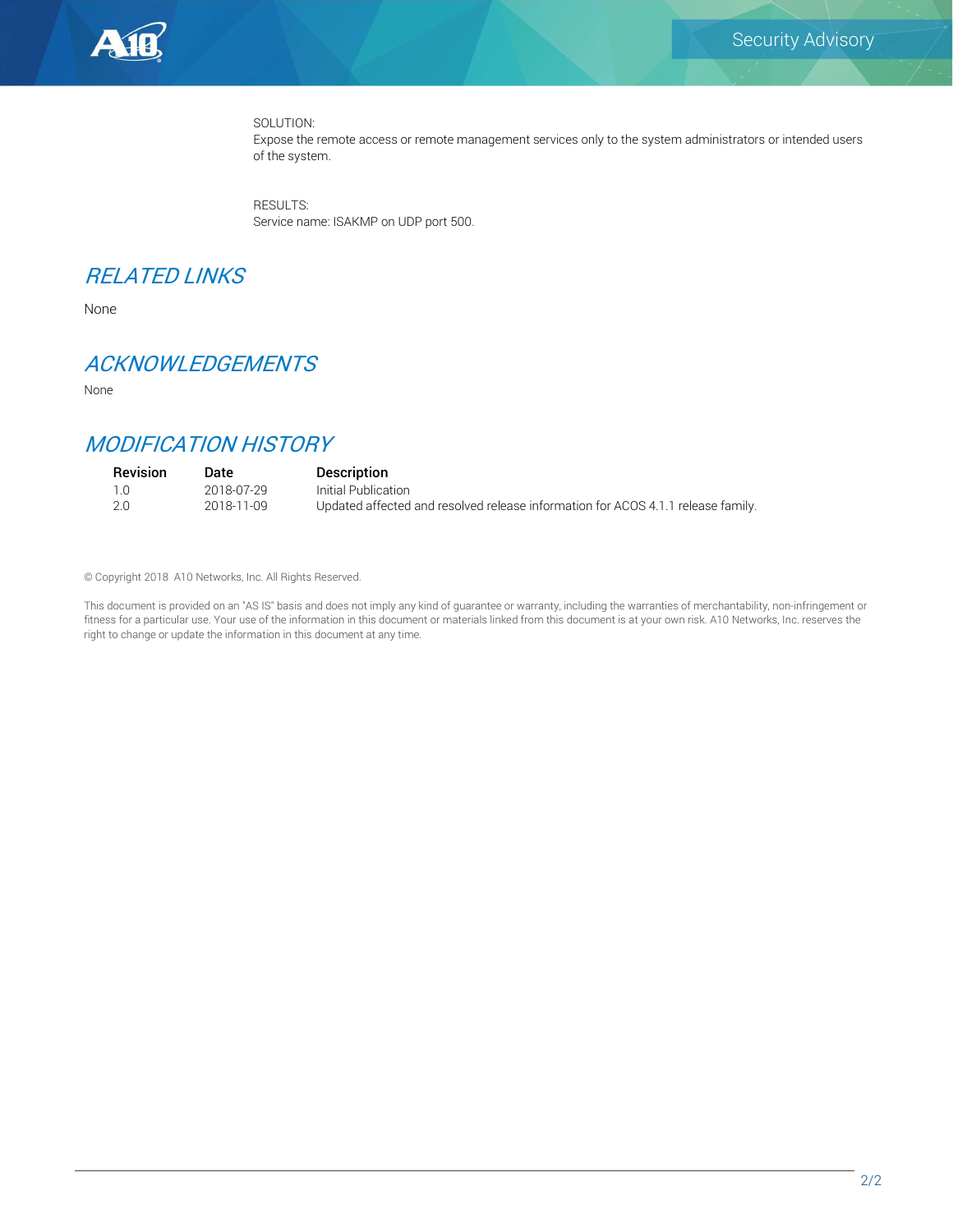SOLUTION:
Expose the remote access or remote management services only to the system administrators or intended users of the system.

RESULTS:
Service name: ISAKMP on UDP port 500.

## RELATED LINKS

None

## ACKNOWLEDGEMENTS

None

## MODIFICATION HISTORY

| Revision | Date | Description |
| --- | --- | --- |
| 1.0 | 2018-07-29 | Initial Publication |
| 2.0 | 2018-11-09 | Updated affected and resolved release information for ACOS 4.1.1 release family. |

© Copyright 2018 A10 Networks, Inc. All Rights Reserved.

This document is provided on an "AS IS" basis and does not imply any kind of guarantee or warranty, including the warranties of merchantability, non-infringement or fitness for a particular use. Your use of the information in this document or materials linked from this document is at your own risk. A10 Networks, Inc. reserves the right to change or update the information in this document at any time.